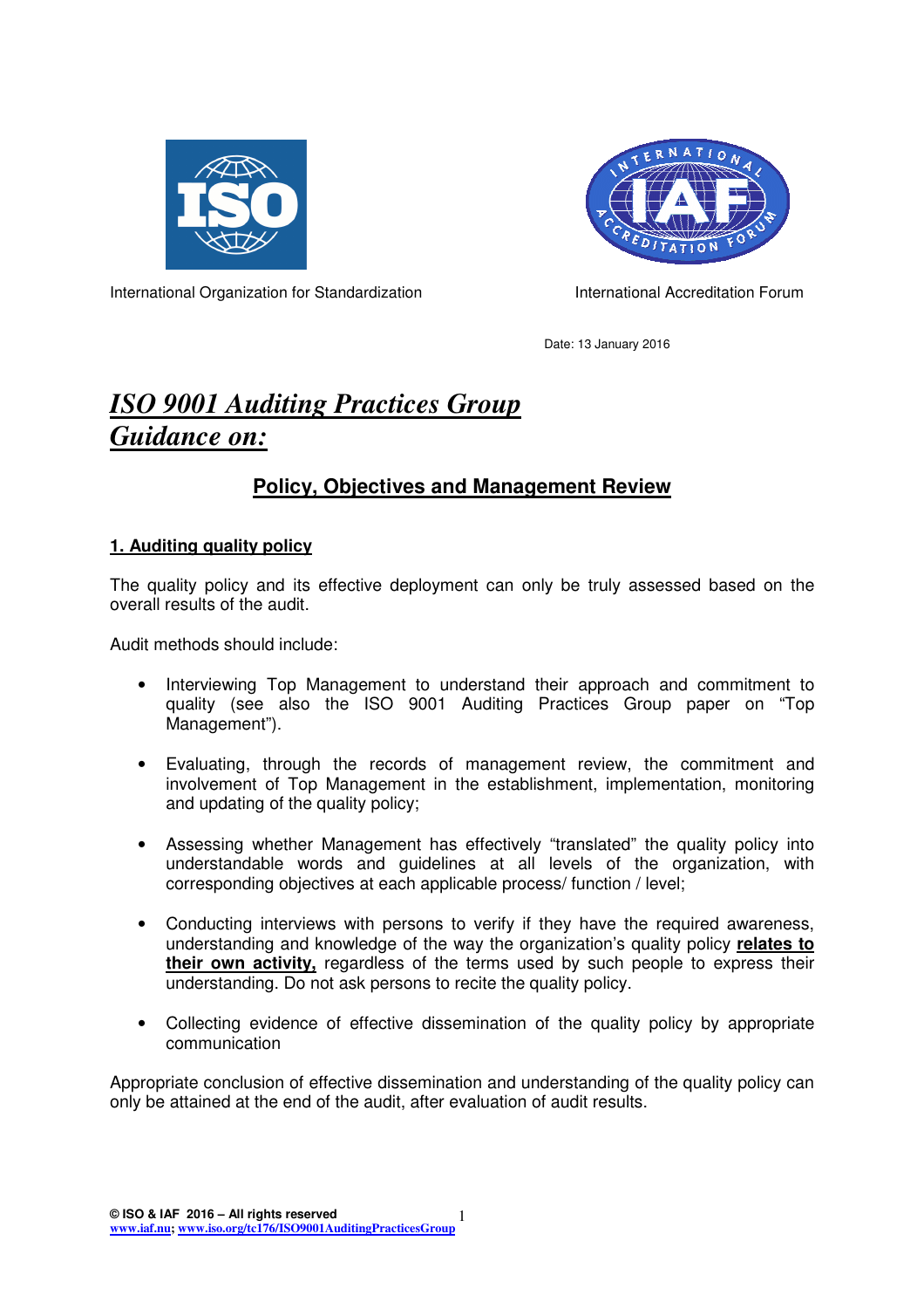International Organization for Standardization

International Accreditation Forum

Date: 13 January 2016

# *ISO 9001 Auditing Practices Group Guidance on:*

## Policy, Objectives and Management Review

### 1. Auditing quality policy

The quality policy and its effective deployment can only be truly assessed based on the overall results of the audit.

Audit methods should include:

- Interviewing Top Management to understand their approach and commitment to quality (see also the ISO 9001 Auditing Practices Group paper on "Top Management").
- Evaluating, through the records of management review, the commitment and involvement of Top Management in the establishment, implementation, monitoring and updating of the quality policy;
- Assessing whether Management has effectively "translated" the quality policy into understandable words and guidelines at all levels of the organization, with corresponding objectives at each applicable process/ function / level;
- Conducting interviews with persons to verify if they have the required awareness, understanding and knowledge of the way the organization's quality policy **relates to their own activity,** regardless of the terms used by such people to express their understanding. Do not ask persons to recite the quality policy.
- Collecting evidence of effective dissemination of the quality policy by appropriate communication

Appropriate conclusion of effective dissemination and understanding of the quality policy can only be attained at the end of the audit, after evaluation of audit results.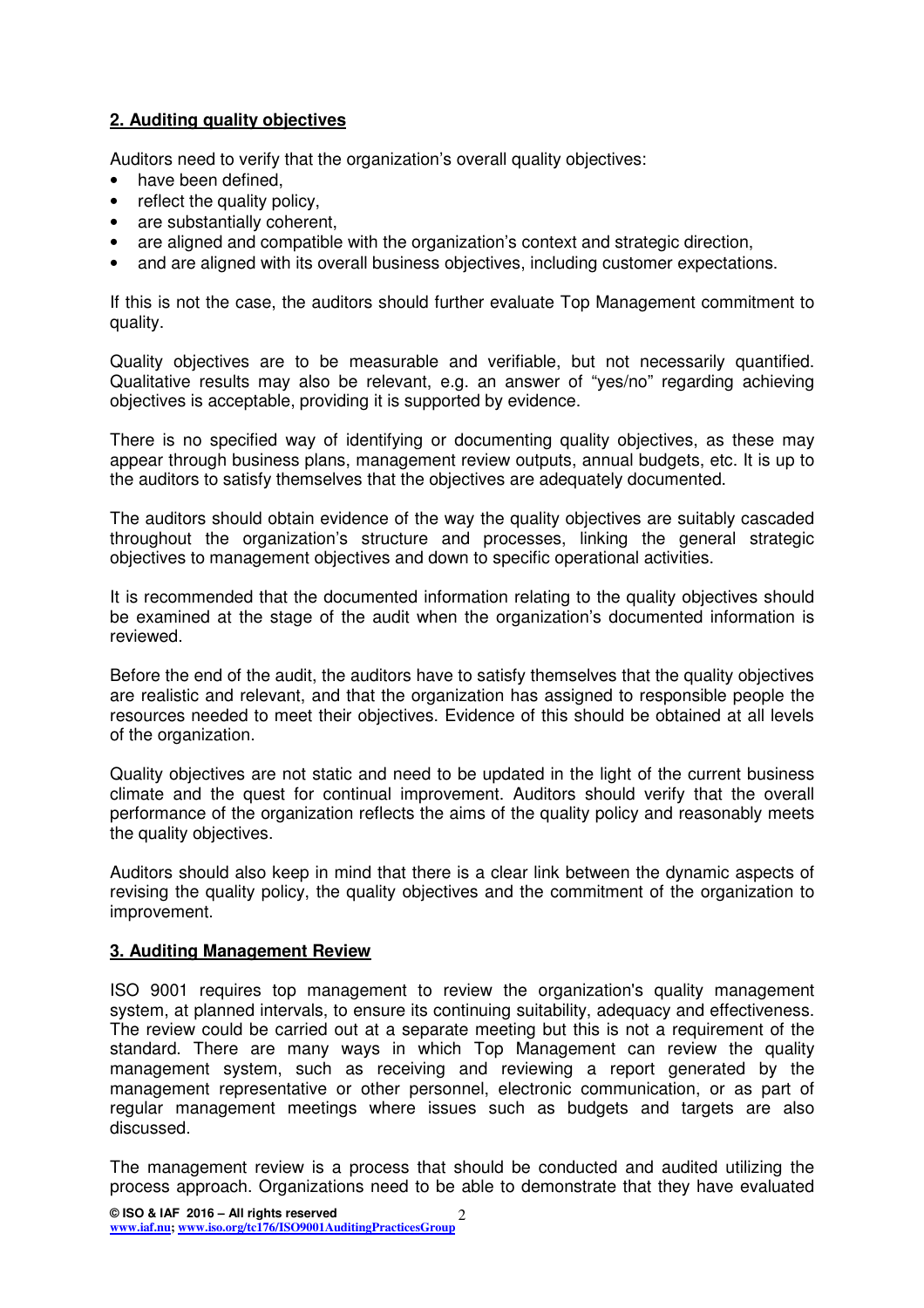## 2. Auditing quality objectives

Auditors need to verify that the organization's overall quality objectives:

- have been defined,
- reflect the quality policy,
- are substantially coherent,
- are aligned and compatible with the organization's context and strategic direction,
- and are aligned with its overall business objectives, including customer expectations.

If this is not the case, the auditors should further evaluate Top Management commitment to quality.

Quality objectives are to be measurable and verifiable, but not necessarily quantified. Qualitative results may also be relevant, e.g. an answer of "yes/no" regarding achieving objectives is acceptable, providing it is supported by evidence.

There is no specified way of identifying or documenting quality objectives, as these may appear through business plans, management review outputs, annual budgets, etc. It is up to the auditors to satisfy themselves that the objectives are adequately documented.

The auditors should obtain evidence of the way the quality objectives are suitably cascaded throughout the organization's structure and processes, linking the general strategic objectives to management objectives and down to specific operational activities.

It is recommended that the documented information relating to the quality objectives should be examined at the stage of the audit when the organization's documented information is reviewed.

Before the end of the audit, the auditors have to satisfy themselves that the quality objectives are realistic and relevant, and that the organization has assigned to responsible people the resources needed to meet their objectives. Evidence of this should be obtained at all levels of the organization.

Quality objectives are not static and need to be updated in the light of the current business climate and the quest for continual improvement. Auditors should verify that the overall performance of the organization reflects the aims of the quality policy and reasonably meets the quality objectives.

Auditors should also keep in mind that there is a clear link between the dynamic aspects of revising the quality policy, the quality objectives and the commitment of the organization to improvement.

## 3. Auditing Management Review

ISO 9001 requires top management to review the organization's quality management system, at planned intervals, to ensure its continuing suitability, adequacy and effectiveness. The review could be carried out at a separate meeting but this is not a requirement of the standard. There are many ways in which Top Management can review the quality management system, such as receiving and reviewing a report generated by the management representative or other personnel, electronic communication, or as part of regular management meetings where issues such as budgets and targets are also discussed.

The management review is a process that should be conducted and audited utilizing the process approach. Organizations need to be able to demonstrate that they have evaluated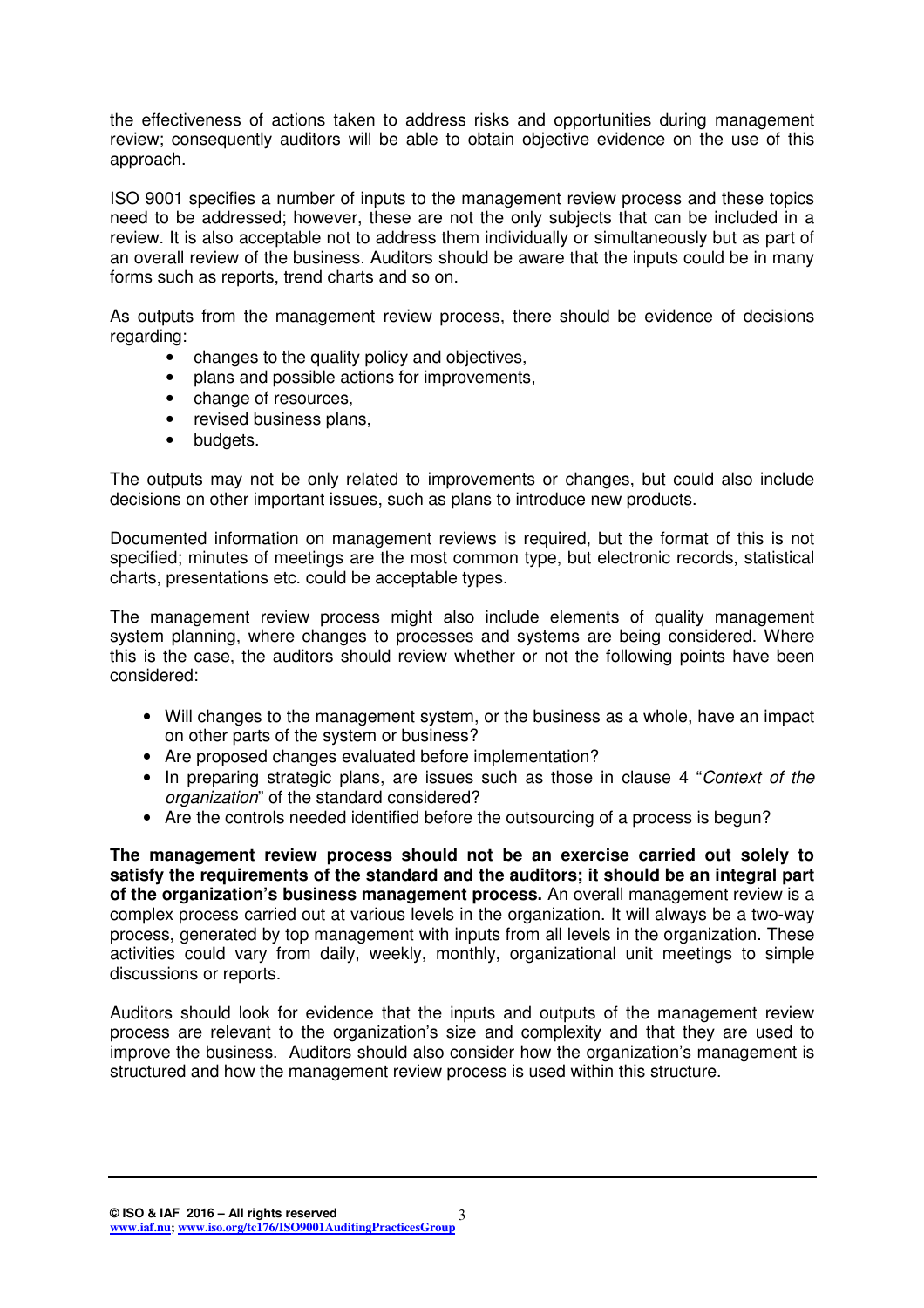the effectiveness of actions taken to address risks and opportunities during management review; consequently auditors will be able to obtain objective evidence on the use of this approach.

ISO 9001 specifies a number of inputs to the management review process and these topics need to be addressed; however, these are not the only subjects that can be included in a review. It is also acceptable not to address them individually or simultaneously but as part of an overall review of the business. Auditors should be aware that the inputs could be in many forms such as reports, trend charts and so on.

As outputs from the management review process, there should be evidence of decisions regarding:

- changes to the quality policy and objectives,
- plans and possible actions for improvements,
- change of resources,
- revised business plans,
- budgets.

The outputs may not be only related to improvements or changes, but could also include decisions on other important issues, such as plans to introduce new products.

Documented information on management reviews is required, but the format of this is not specified; minutes of meetings are the most common type, but electronic records, statistical charts, presentations etc. could be acceptable types.

The management review process might also include elements of quality management system planning, where changes to processes and systems are being considered. Where this is the case, the auditors should review whether or not the following points have been considered:

- Will changes to the management system, or the business as a whole, have an impact on other parts of the system or business?
- Are proposed changes evaluated before implementation?
- In preparing strategic plans, are issues such as those in clause 4 "*Context of the organization*" of the standard considered?
- Are the controls needed identified before the outsourcing of a process is begun?

**The management review process should not be an exercise carried out solely to satisfy the requirements of the standard and the auditors; it should be an integral part of the organization's business management process.** An overall management review is a complex process carried out at various levels in the organization. It will always be a two-way process, generated by top management with inputs from all levels in the organization. These activities could vary from daily, weekly, monthly, organizational unit meetings to simple discussions or reports.

Auditors should look for evidence that the inputs and outputs of the management review process are relevant to the organization's size and complexity and that they are used to improve the business. Auditors should also consider how the organization's management is structured and how the management review process is used within this structure.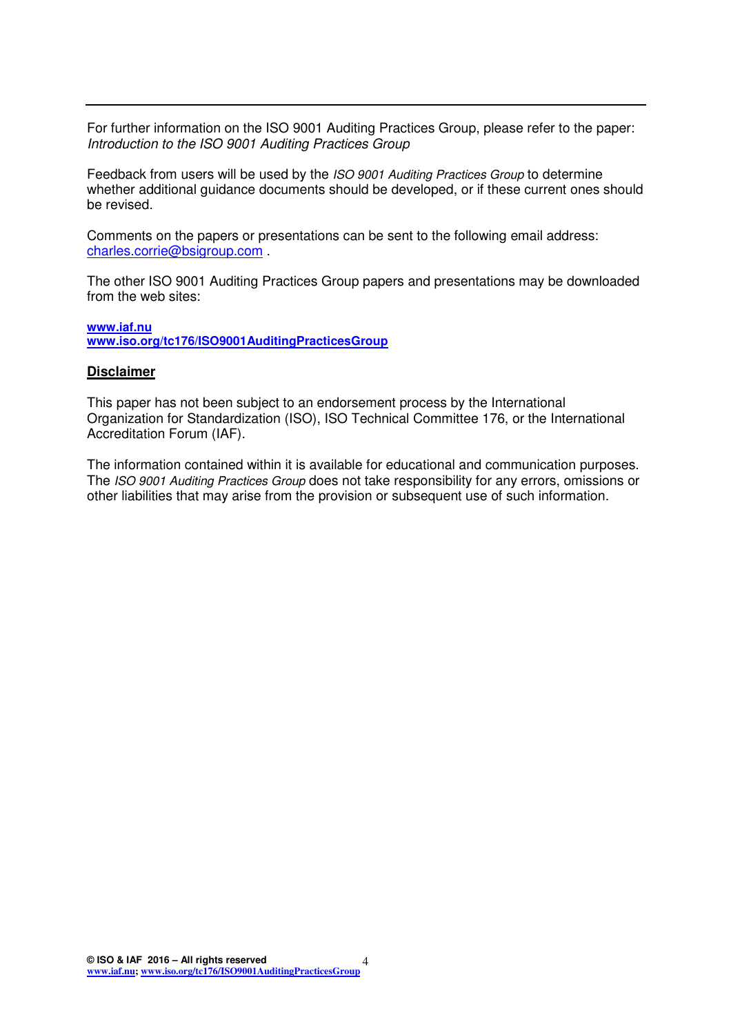---

For further information on the ISO 9001 Auditing Practices Group, please refer to the paper: *Introduction to the ISO 9001 Auditing Practices Group*

Feedback from users will be used by the *ISO 9001 Auditing Practices Group* to determine whether additional guidance documents should be developed, or if these current ones should be revised.

Comments on the papers or presentations can be sent to the following email address: charles.corrie@bsigroup.com .

The other ISO 9001 Auditing Practices Group papers and presentations may be downloaded from the web sites:

**www.iaf.nu**
**www.iso.org/tc176/ISO9001AuditingPracticesGroup**

**Disclaimer**

This paper has not been subject to an endorsement process by the International Organization for Standardization (ISO), ISO Technical Committee 176, or the International Accreditation Forum (IAF).

The information contained within it is available for educational and communication purposes. The *ISO 9001 Auditing Practices Group* does not take responsibility for any errors, omissions or other liabilities that may arise from the provision or subsequent use of such information.